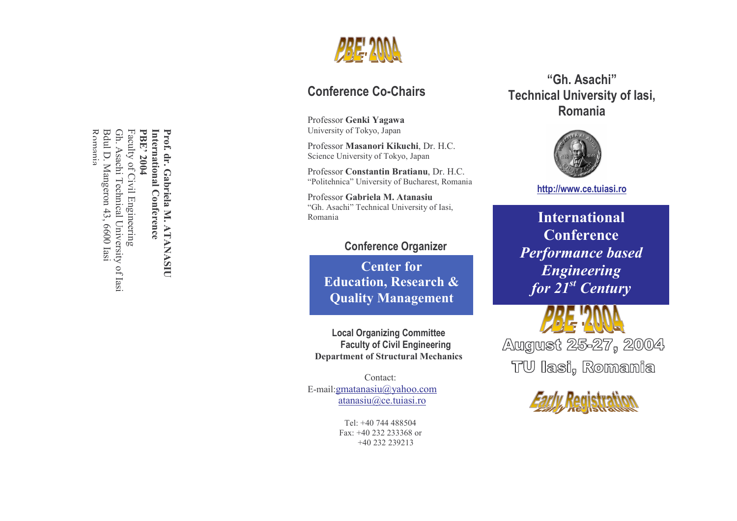Prof. dr. Gabriela M. ATANASIU
International Conference
PBE' 2004
Faculty of Civil Engineering
Gh. Asachi Technical University of Iasi
Bdul D. Mangeron 43, 6600 Iasi
Romania

PBE' 2004

## Conference Co-Chairs

Professor **Genki Yagawa**
University of Tokyo, Japan

Professor **Masanori Kikuchi**, Dr. H.C.
Science University of Tokyo, Japan

Professor **Constantin Bratianu**, Dr. H.C.
"Politehnica" University of Bucharest, Romania

Professor **Gabriela M. Atanasiu**
"Gh. Asachi" Technical University of Iasi, Romania

### Conference Organizer

**Center for Education, Research & Quality Management**

**Local Organizing Committee**
**Faculty of Civil Engineering**
**Department of Structural Mechanics**

Contact:
E-mail: gmatanasiu@yahoo.com
atanasiu@ce.tuiasi.ro

Tel: +40 744 488504
Fax: +40 232 233368 or
+40 232 239213

## "Gh. Asachi" Technical University of Iasi, Romania

http://www.ce.tuiasi.ro

# International Conference *Performance based Engineering for 21st Century*

PBE '2004

August 25-27, 2004

TU Iasi, Romania

Early Registration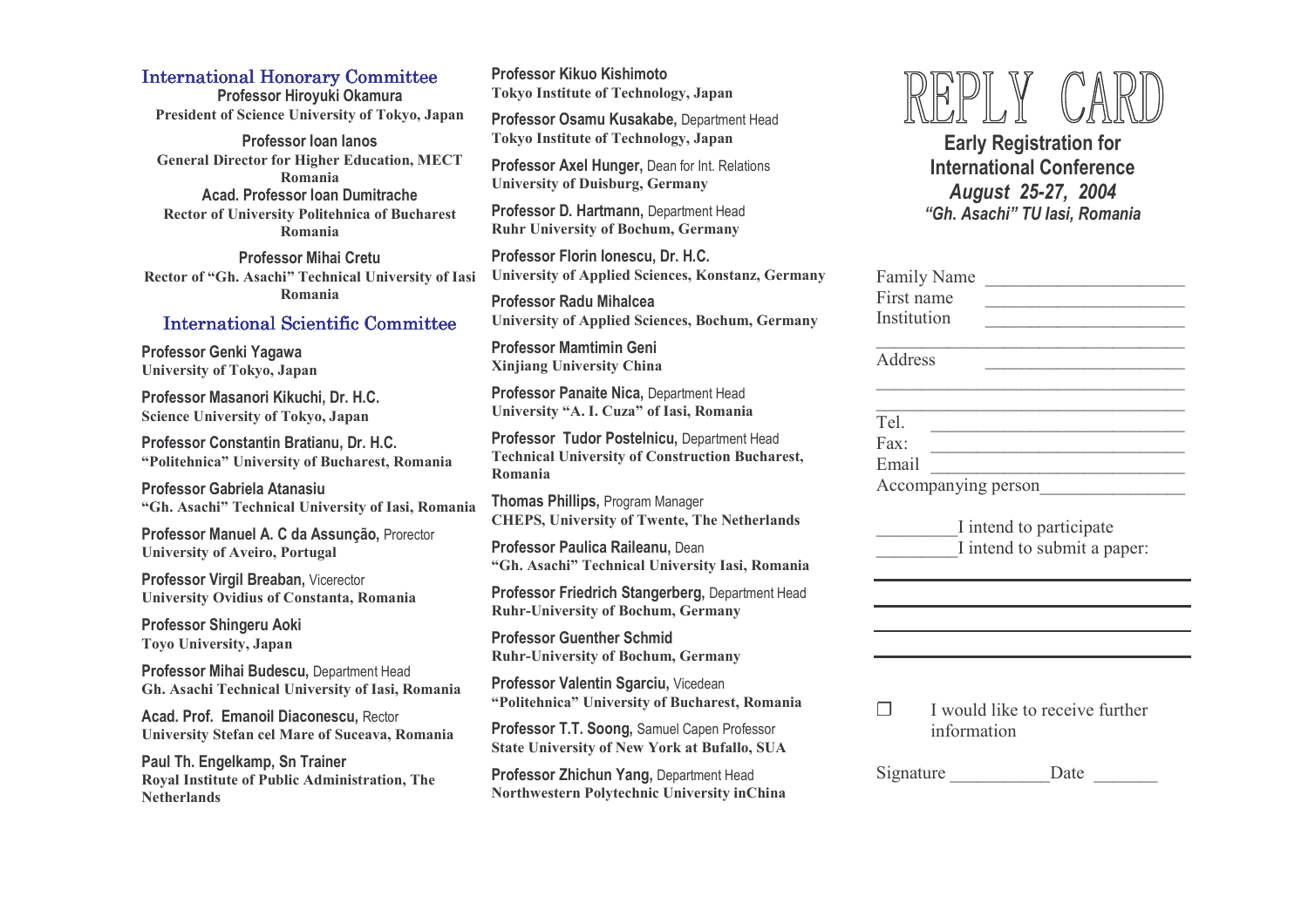## International Honorary Committee

**Professor Hiroyuki Okamura**
President of Science University of Tokyo, Japan

**Professor Ioan Ianos**
General Director for Higher Education, MECT
Romania

**Acad. Professor Ioan Dumitrache**
Rector of University Politehnica of Bucharest
Romania

**Professor Mihai Cretu**
Rector of "Gh. Asachi" Technical University of Iasi
Romania

## International Scientific Committee

**Professor Genki Yagawa**
University of Tokyo, Japan

**Professor Masanori Kikuchi, Dr. H.C.**
Science University of Tokyo, Japan

**Professor Constantin Bratianu, Dr. H.C.**
"Politehnica" University of Bucharest, Romania

**Professor Gabriela Atanasiu**
"Gh. Asachi" Technical University of Iasi, Romania

**Professor Manuel A. C da Assunção,** Prorector
University of Aveiro, Portugal

**Professor Virgil Breaban,** Vicerector
University Ovidius of Constanta, Romania

**Professor Shingeru Aoki**
Toyo University, Japan

**Professor Mihai Budescu,** Department Head
Gh. Asachi Technical University of Iasi, Romania

**Acad. Prof. Emanoil Diaconescu,** Rector
University Stefan cel Mare of Suceava, Romania

**Paul Th. Engelkamp, Sn Trainer**
Royal Institute of Public Administration, The Netherlands

**Professor Kikuo Kishimoto**
Tokyo Institute of Technology, Japan

**Professor Osamu Kusakabe,** Department Head
Tokyo Institute of Technology, Japan

**Professor Axel Hunger,** Dean for Int. Relations
University of Duisburg, Germany

**Professor D. Hartmann,** Department Head
Ruhr University of Bochum, Germany

**Professor Florin Ionescu, Dr. H.C.**
University of Applied Sciences, Konstanz, Germany

**Professor Radu Mihalcea**
University of Applied Sciences, Bochum, Germany

**Professor Mamtimin Geni**
Xinjiang University China

**Professor Panaite Nica,** Department Head
University "A. I. Cuza" of Iasi, Romania

**Professor Tudor Postelnicu,** Department Head
Technical University of Construction Bucharest, Romania

**Thomas Phillips,** Program Manager
CHEPS, University of Twente, The Netherlands

**Professor Paulica Raileanu,** Dean
"Gh. Asachi" Technical University Iasi, Romania

**Professor Friedrich Stangerberg,** Department Head
Ruhr-University of Bochum, Germany

**Professor Guenther Schmid**
Ruhr-University of Bochum, Germany

**Professor Valentin Sgarciu,** Vicedean
"Politehnica" University of Bucharest, Romania

**Professor T.T. Soong,** Samuel Capen Professor
State University of New York at Bufallo, SUA

**Professor Zhichun Yang,** Department Head
Northwestern Polytechnic University inChina

# REPLY CARD

**Early Registration for International Conference**
***August 25-27, 2004***
***"Gh. Asachi" TU Iasi, Romania***

Family Name ____________________
First name ____________________
Institution ____________________
______________________________
Address ____________________
______________________________
______________________________
Tel. ____________________
Fax: ____________________
Email ____________________
Accompanying person______________

________I intend to participate
________I intend to submit a paper:

______________________________
______________________________
______________________________
______________________________

❐ I would like to receive further information

Signature __________Date ______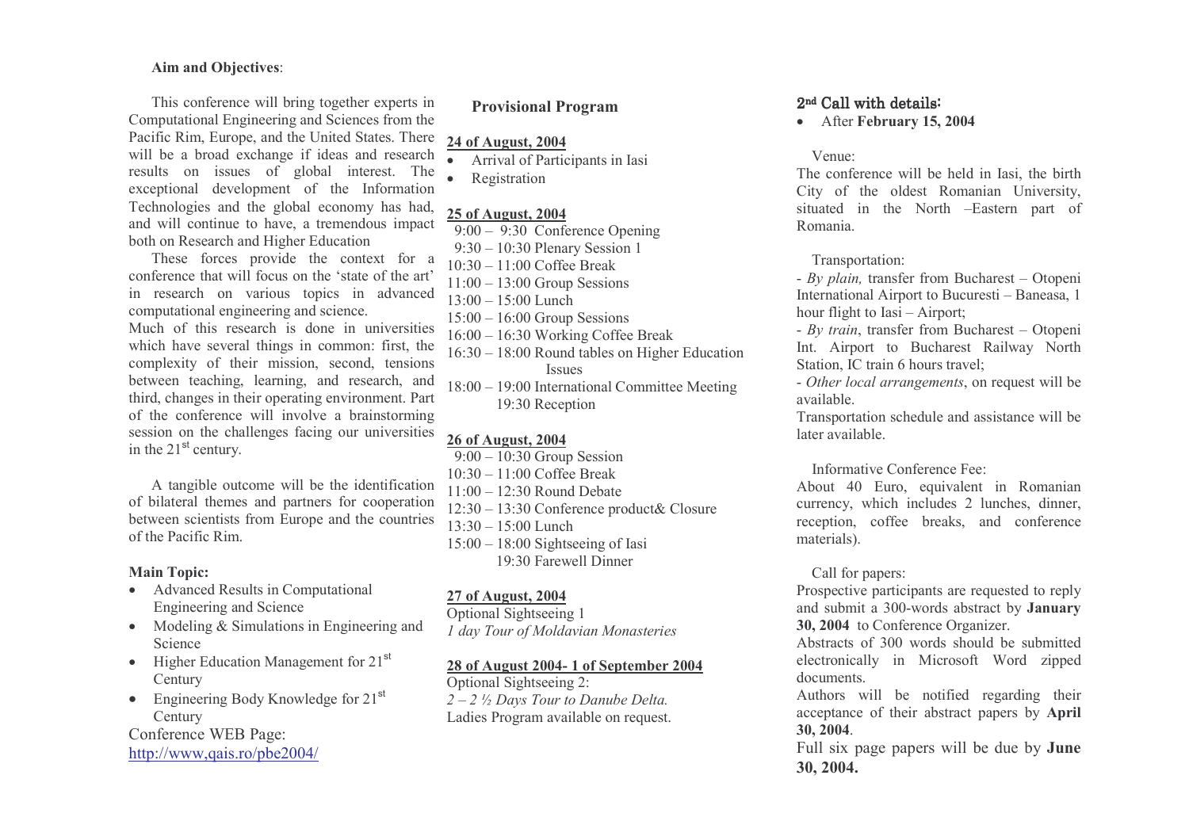**Aim and Objectives**:

This conference will bring together experts in Computational Engineering and Sciences from the Pacific Rim, Europe, and the United States. There will be a broad exchange if ideas and research results on issues of global interest. The exceptional development of the Information Technologies and the global economy has had, and will continue to have, a tremendous impact both on Research and Higher Education

These forces provide the context for a conference that will focus on the 'state of the art' in research on various topics in advanced computational engineering and science.

Much of this research is done in universities which have several things in common: first, the complexity of their mission, second, tensions between teaching, learning, and research, and third, changes in their operating environment. Part of the conference will involve a brainstorming session on the challenges facing our universities in the 21st century.

A tangible outcome will be the identification of bilateral themes and partners for cooperation between scientists from Europe and the countries of the Pacific Rim.

**Main Topic:**

- Advanced Results in Computational Engineering and Science
- Modeling & Simulations in Engineering and Science
- Higher Education Management for 21st Century
- Engineering Body Knowledge for 21st Century

Conference WEB Page:
http://www,qais.ro/pbe2004/

## Provisional Program

**24 of August, 2004**

- Arrival of Participants in Iasi
- Registration

**25 of August, 2004**

9:00 – 9:30 Conference Opening
9:30 – 10:30 Plenary Session 1
10:30 – 11:00 Coffee Break
11:00 – 13:00 Group Sessions
13:00 – 15:00 Lunch
15:00 – 16:00 Group Sessions
16:00 – 16:30 Working Coffee Break
16:30 – 18:00 Round tables on Higher Education Issues
18:00 – 19:00 International Committee Meeting
19:30 Reception

**26 of August, 2004**

9:00 – 10:30 Group Session
10:30 – 11:00 Coffee Break
11:00 – 12:30 Round Debate
12:30 – 13:30 Conference product& Closure
13:30 – 15:00 Lunch
15:00 – 18:00 Sightseeing of Iasi
19:30 Farewell Dinner

**27 of August, 2004**

Optional Sightseeing 1
*1 day Tour of Moldavian Monasteries*

**28 of August 2004- 1 of September 2004**

Optional Sightseeing 2:
*2 – 2 ½ Days Tour to Danube Delta.*
Ladies Program available on request.

**2nd Call with details:**

- After **February 15, 2004**

Venue:

The conference will be held in Iasi, the birth City of the oldest Romanian University, situated in the North –Eastern part of Romania.

Transportation:

- *By plain,* transfer from Bucharest – Otopeni International Airport to Bucuresti – Baneasa, 1 hour flight to Iasi – Airport;
- *By train*, transfer from Bucharest – Otopeni Int. Airport to Bucharest Railway North Station, IC train 6 hours travel;
- *Other local arrangements*, on request will be available.

Transportation schedule and assistance will be later available.

Informative Conference Fee:

About 40 Euro, equivalent in Romanian currency, which includes 2 lunches, dinner, reception, coffee breaks, and conference materials).

Call for papers:

Prospective participants are requested to reply and submit a 300-words abstract by **January 30, 2004** to Conference Organizer.

Abstracts of 300 words should be submitted electronically in Microsoft Word zipped documents.

Authors will be notified regarding their acceptance of their abstract papers by **April 30, 2004**.

Full six page papers will be due by **June 30, 2004.**